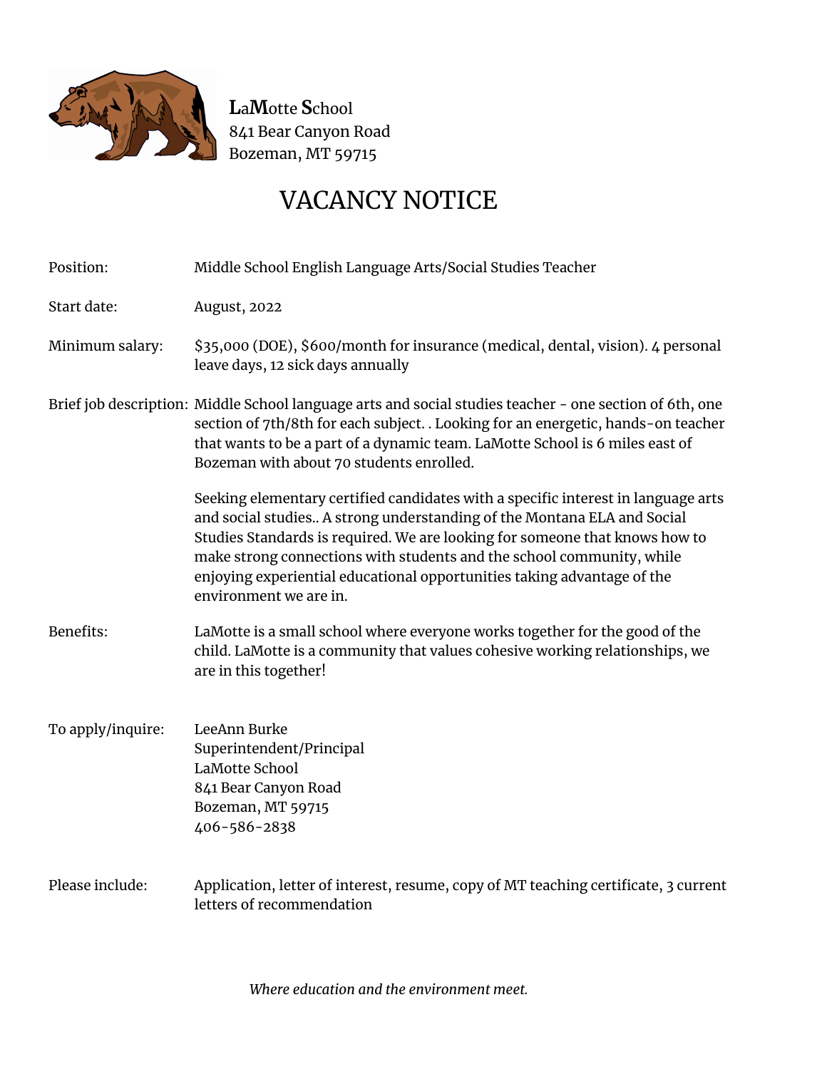LaMotte School
841 Bear Canyon Road
Bozeman, MT 59715

# VACANCY NOTICE

| | |
|---|---|
| Position: | Middle School English Language Arts/Social Studies Teacher |
| Start date: | August, 2022 |
| Minimum salary: | $35,000 (DOE), $600/month for insurance (medical, dental, vision). 4 personal leave days, 12 sick days annually |
| Brief job description: | Middle School language arts and social studies teacher - one section of 6th, one section of 7th/8th for each subject. . Looking for an energetic, hands-on teacher that wants to be a part of a dynamic team. LaMotte School is 6 miles east of Bozeman with about 70 students enrolled.<br><br>Seeking elementary certified candidates with a specific interest in language arts and social studies.. A strong understanding of the Montana ELA and Social Studies Standards is required. We are looking for someone that knows how to make strong connections with students and the school community, while enjoying experiential educational opportunities taking advantage of the environment we are in. |
| Benefits: | LaMotte is a small school where everyone works together for the good of the child. LaMotte is a community that values cohesive working relationships, we are in this together! |
| To apply/inquire: | LeeAnn Burke<br>Superintendent/Principal<br>LaMotte School<br>841 Bear Canyon Road<br>Bozeman, MT 59715<br>406-586-2838 |
| Please include: | Application, letter of interest, resume, copy of MT teaching certificate, 3 current letters of recommendation |

*Where education and the environment meet.*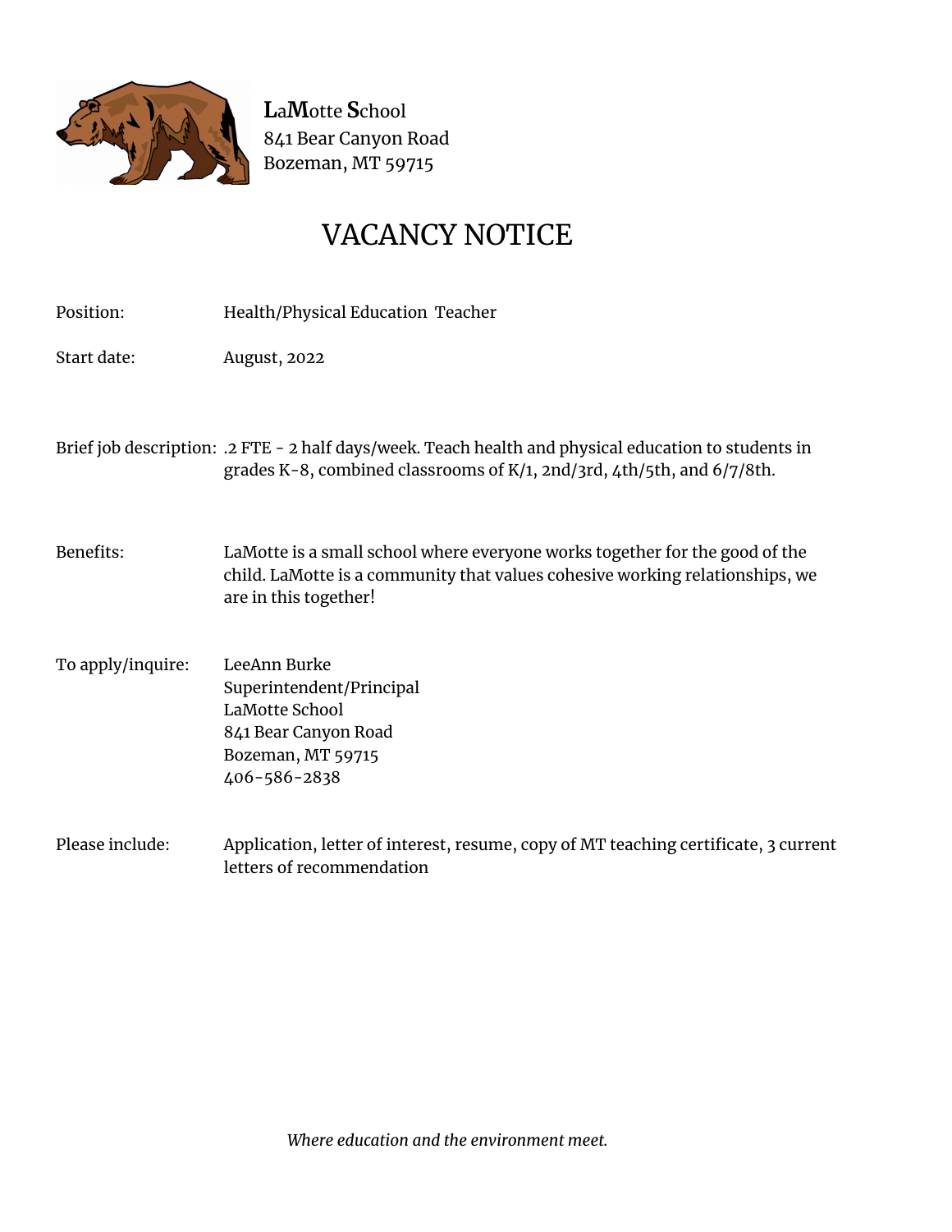**LaMotte School**
841 Bear Canyon Road
Bozeman, MT 59715

# VACANCY NOTICE

Position: Health/Physical Education Teacher

Start date: August, 2022

Brief job description: .2 FTE - 2 half days/week. Teach health and physical education to students in grades K-8, combined classrooms of K/1, 2nd/3rd, 4th/5th, and 6/7/8th.

Benefits: LaMotte is a small school where everyone works together for the good of the child. LaMotte is a community that values cohesive working relationships, we are in this together!

To apply/inquire: LeeAnn Burke
Superintendent/Principal
LaMotte School
841 Bear Canyon Road
Bozeman, MT 59715
406-586-2838

Please include: Application, letter of interest, resume, copy of MT teaching certificate, 3 current letters of recommendation

*Where education and the environment meet.*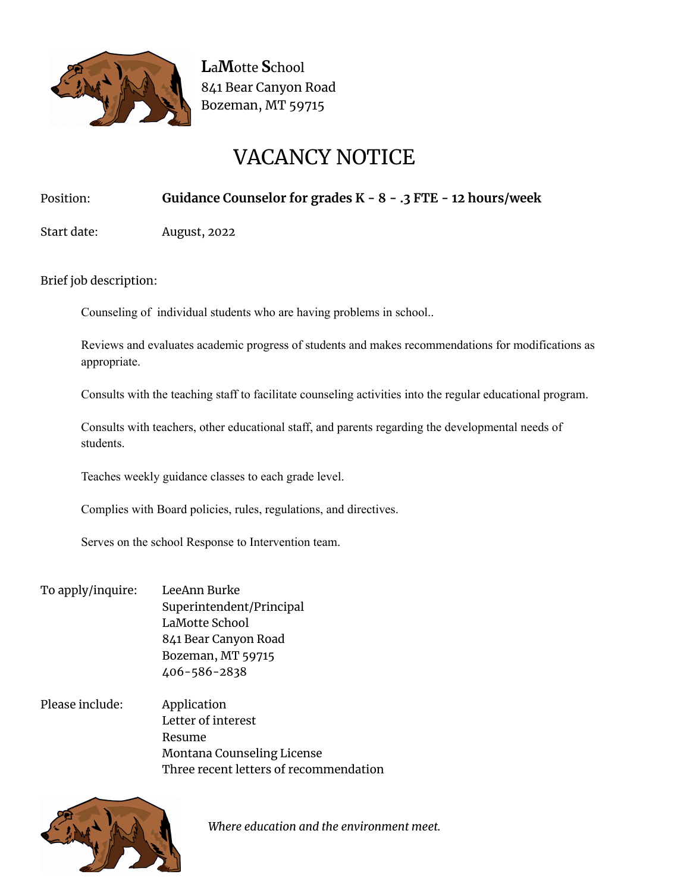**LaMotte School**
841 Bear Canyon Road
Bozeman, MT 59715

# VACANCY NOTICE

Position: **Guidance Counselor for grades K - 8 - .3 FTE - 12 hours/week**

Start date: August, 2022

Brief job description:

Counseling of individual students who are having problems in school..

Reviews and evaluates academic progress of students and makes recommendations for modifications as appropriate.

Consults with the teaching staff to facilitate counseling activities into the regular educational program.

Consults with teachers, other educational staff, and parents regarding the developmental needs of students.

Teaches weekly guidance classes to each grade level.

Complies with Board policies, rules, regulations, and directives.

Serves on the school Response to Intervention team.

To apply/inquire:

LeeAnn Burke
Superintendent/Principal
LaMotte School
841 Bear Canyon Road
Bozeman, MT 59715
406-586-2838

Please include:

Application
Letter of interest
Resume
Montana Counseling License
Three recent letters of recommendation

*Where education and the environment meet.*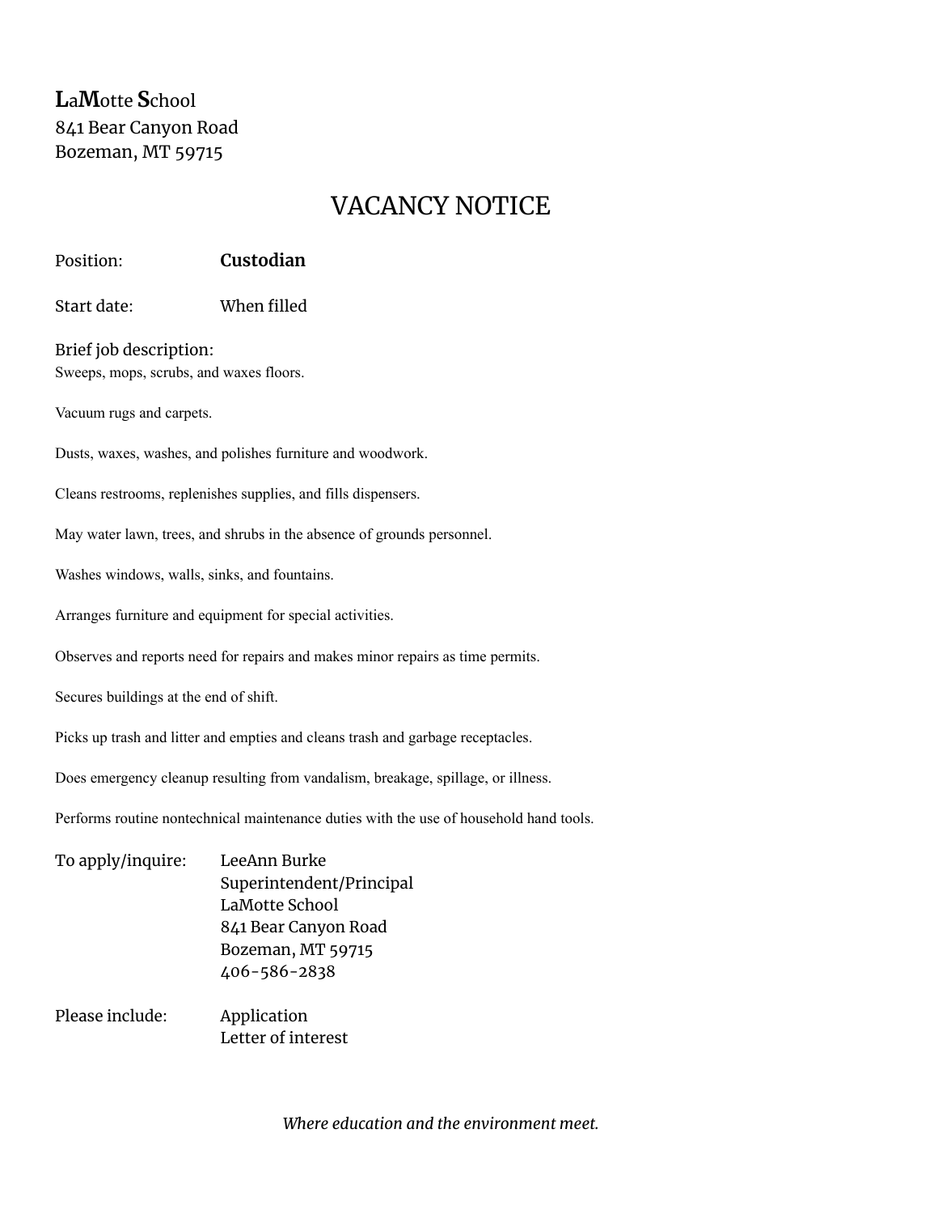**LaMotte School**
841 Bear Canyon Road
Bozeman, MT 59715

# VACANCY NOTICE

Position: **Custodian**

Start date: When filled

Brief job description:

Sweeps, mops, scrubs, and waxes floors.

Vacuum rugs and carpets.

Dusts, waxes, washes, and polishes furniture and woodwork.

Cleans restrooms, replenishes supplies, and fills dispensers.

May water lawn, trees, and shrubs in the absence of grounds personnel.

Washes windows, walls, sinks, and fountains.

Arranges furniture and equipment for special activities.

Observes and reports need for repairs and makes minor repairs as time permits.

Secures buildings at the end of shift.

Picks up trash and litter and empties and cleans trash and garbage receptacles.

Does emergency cleanup resulting from vandalism, breakage, spillage, or illness.

Performs routine nontechnical maintenance duties with the use of household hand tools.

To apply/inquire:
LeeAnn Burke
Superintendent/Principal
LaMotte School
841 Bear Canyon Road
Bozeman, MT 59715
406-586-2838

Please include:
Application
Letter of interest

*Where education and the environment meet.*